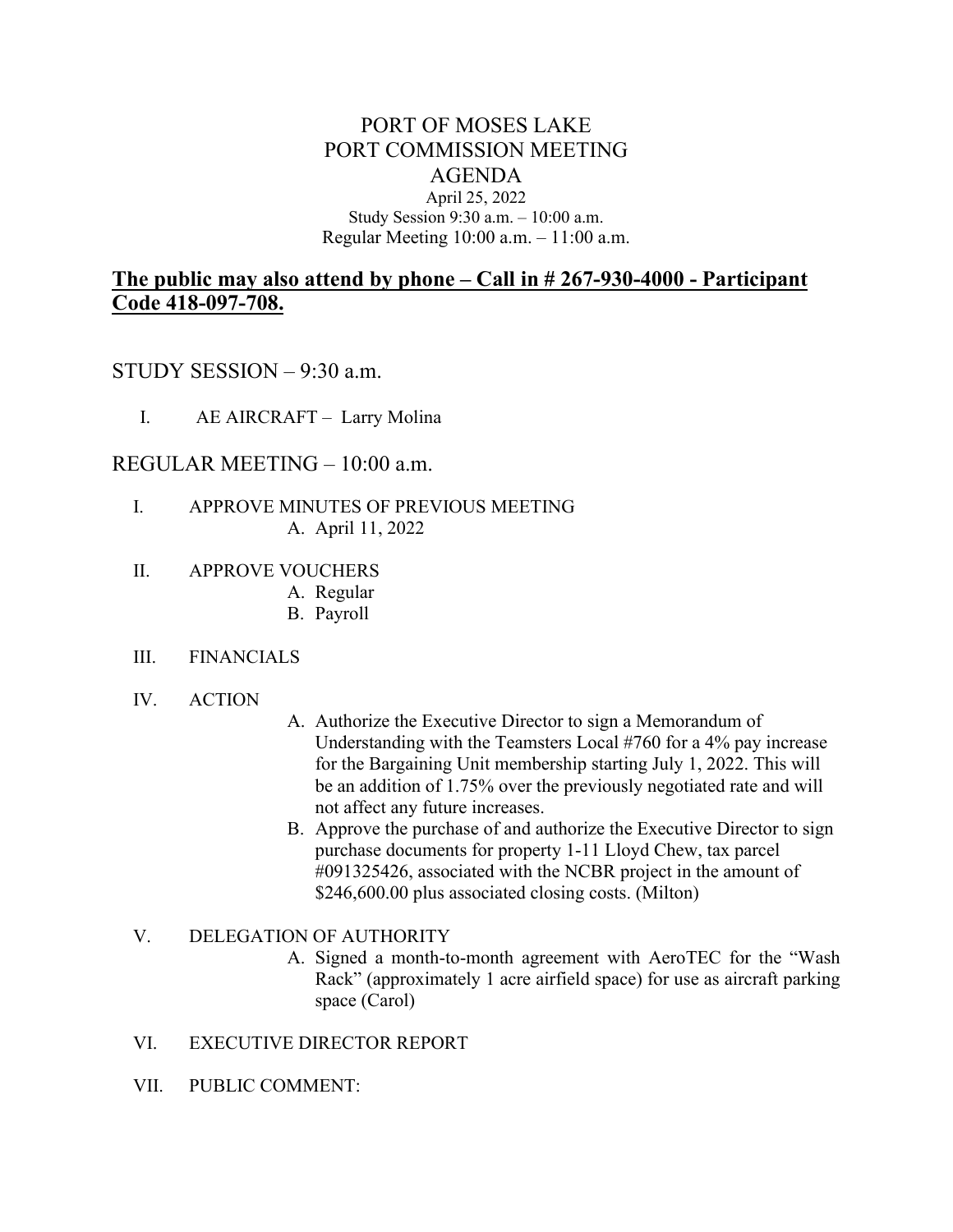# PORT OF MOSES LAKE
# PORT COMMISSION MEETING
# AGENDA

April 25, 2022
Study Session 9:30 a.m. – 10:00 a.m.
Regular Meeting 10:00 a.m. – 11:00 a.m.

**The public may also attend by phone – Call in # 267-930-4000 - Participant Code 418-097-708.**

## STUDY SESSION – 9:30 a.m.

I. AE AIRCRAFT – Larry Molina

## REGULAR MEETING – 10:00 a.m.

I. APPROVE MINUTES OF PREVIOUS MEETING
   A. April 11, 2022

II. APPROVE VOUCHERS
   A. Regular
   B. Payroll

III. FINANCIALS

IV. ACTION
   A. Authorize the Executive Director to sign a Memorandum of Understanding with the Teamsters Local #760 for a 4% pay increase for the Bargaining Unit membership starting July 1, 2022. This will be an addition of 1.75% over the previously negotiated rate and will not affect any future increases.
   B. Approve the purchase of and authorize the Executive Director to sign purchase documents for property 1-11 Lloyd Chew, tax parcel #091325426, associated with the NCBR project in the amount of $246,600.00 plus associated closing costs. (Milton)

V. DELEGATION OF AUTHORITY
   A. Signed a month-to-month agreement with AeroTEC for the "Wash Rack" (approximately 1 acre airfield space) for use as aircraft parking space (Carol)

VI. EXECUTIVE DIRECTOR REPORT

VII. PUBLIC COMMENT: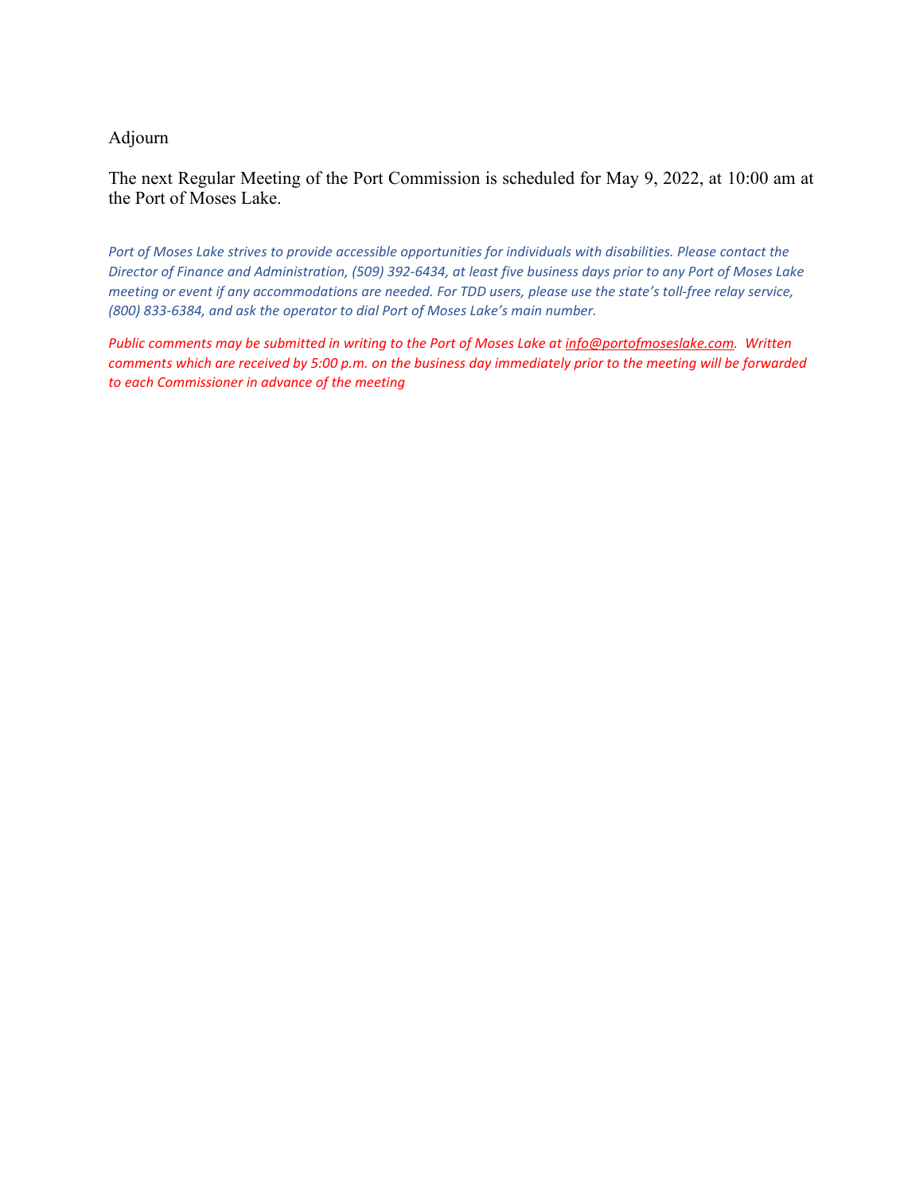Adjourn

The next Regular Meeting of the Port Commission is scheduled for May 9, 2022, at 10:00 am at the Port of Moses Lake.

*Port of Moses Lake strives to provide accessible opportunities for individuals with disabilities. Please contact the Director of Finance and Administration, (509) 392-6434, at least five business days prior to any Port of Moses Lake meeting or event if any accommodations are needed. For TDD users, please use the state's toll-free relay service, (800) 833-6384, and ask the operator to dial Port of Moses Lake's main number.*

*Public comments may be submitted in writing to the Port of Moses Lake at info@portofmoseslake.com. Written comments which are received by 5:00 p.m. on the business day immediately prior to the meeting will be forwarded to each Commissioner in advance of the meeting*